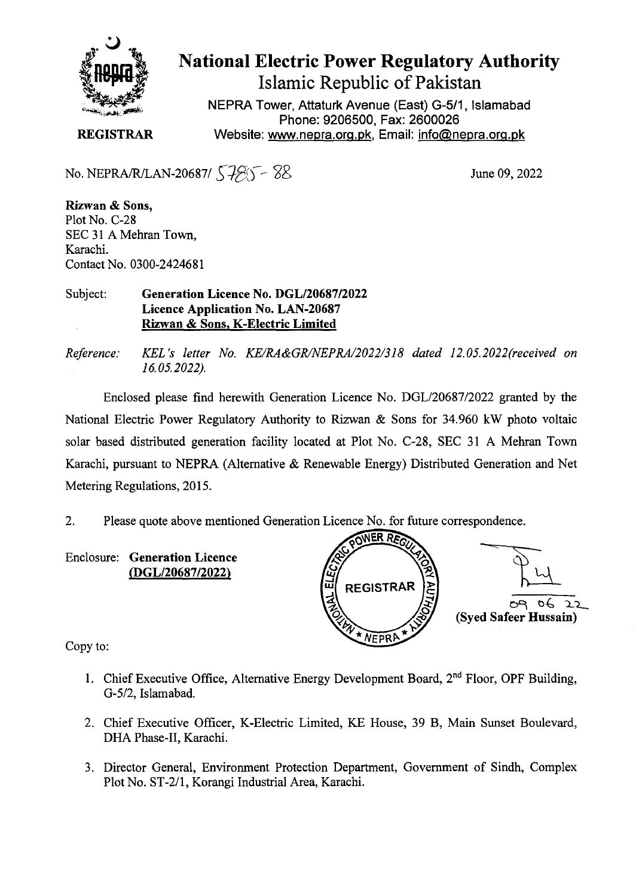# National Electric Power Regulatory Authority

## Islamic Republic of Pakistan

NEPRA Tower, Attaturk Avenue (East) G-5/1, Islamabad
Phone: 9206500, Fax: 2600026
Website: www.nepra.org.pk, Email: info@nepra.org.pk

**REGISTRAR**

No. NEPRA/R/LAN-20687/ 5785 - 88

June 09, 2022

**Rizwan & Sons,**
Plot No. C-28
SEC 31 A Mehran Town,
Karachi.
Contact No. 0300-2424681

Subject: **Generation Licence No. DGL/20687/2022**
**Licence Application No. LAN-20687**
**Rizwan & Sons, K-Electric Limited**

*Reference: KEL's letter No. KE/RA&GR/NEPRA/2022/318 dated 12.05.2022(received on 16.05.2022).*

Enclosed please find herewith Generation Licence No. DGL/20687/2022 granted by the National Electric Power Regulatory Authority to Rizwan & Sons for 34.960 kW photo voltaic solar based distributed generation facility located at Plot No. C-28, SEC 31 A Mehran Town Karachi, pursuant to NEPRA (Alternative & Renewable Energy) Distributed Generation and Net Metering Regulations, 2015.

2. Please quote above mentioned Generation Licence No. for future correspondence.

Enclosure: **Generation Licence**
**(DGL/20687/2022)**

09 06 22
**(Syed Safeer Hussain)**

Copy to:

1. Chief Executive Office, Alternative Energy Development Board, 2nd Floor, OPF Building, G-5/2, Islamabad.

2. Chief Executive Officer, K-Electric Limited, KE House, 39 B, Main Sunset Boulevard, DHA Phase-II, Karachi.

3. Director General, Environment Protection Department, Government of Sindh, Complex Plot No. ST-2/1, Korangi Industrial Area, Karachi.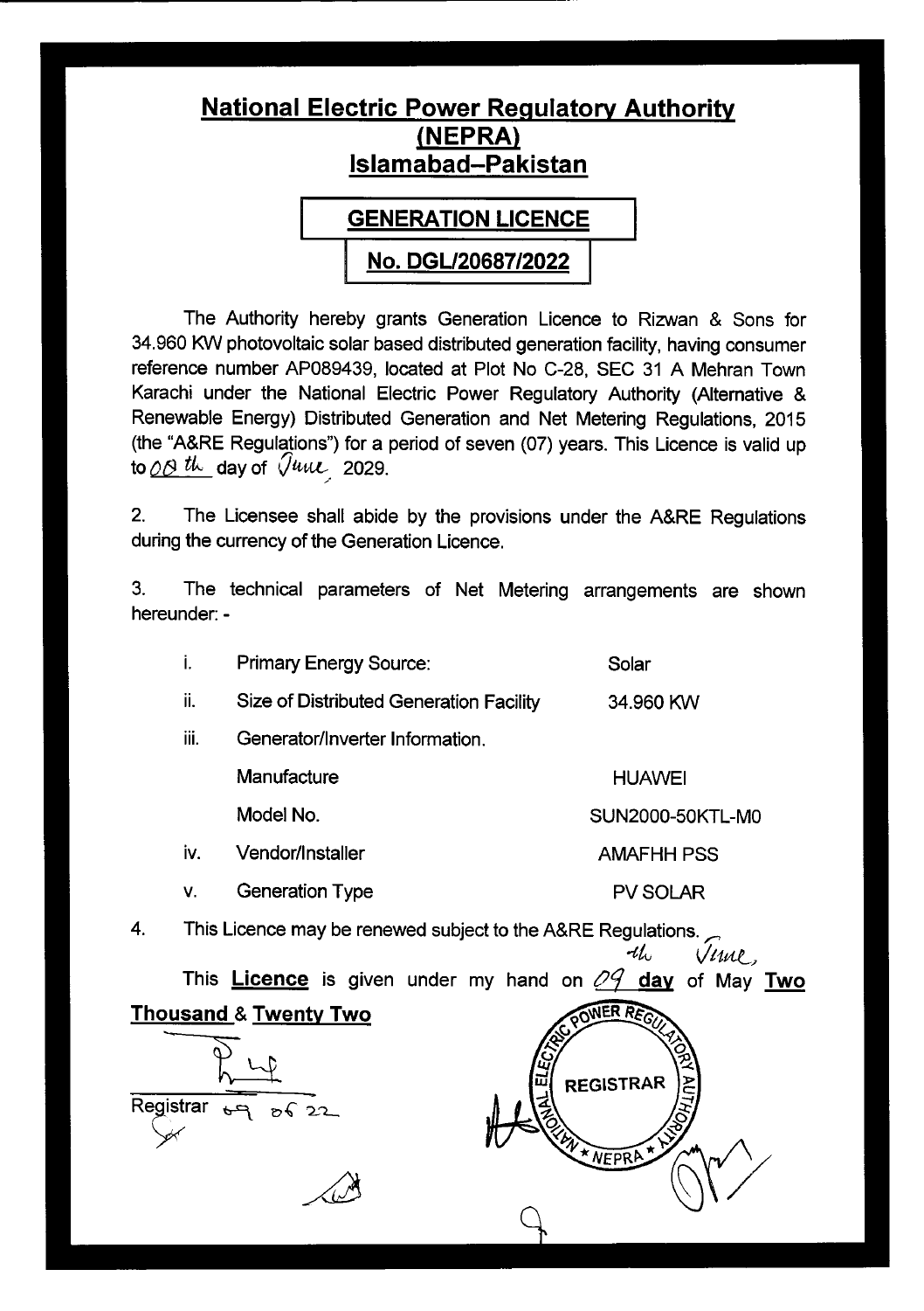# National Electric Power Regulatory Authority (NEPRA) Islamabad–Pakistan

## GENERATION LICENCE

## No. DGL/20687/2022

The Authority hereby grants Generation Licence to Rizwan & Sons for 34.960 KW photovoltaic solar based distributed generation facility, having consumer reference number AP089439, located at Plot No C-28, SEC 31 A Mehran Town Karachi under the National Electric Power Regulatory Authority (Alternative & Renewable Energy) Distributed Generation and Net Metering Regulations, 2015 (the "A&RE Regulations") for a period of seven (07) years. This Licence is valid up to 08 th day of June 2029.

2. The Licensee shall abide by the provisions under the A&RE Regulations during the currency of the Generation Licence.

3. The technical parameters of Net Metering arrangements are shown hereunder: -

| | | |
|---|---|---|
| i. | Primary Energy Source: | Solar |
| ii. | Size of Distributed Generation Facility | 34.960 KW |
| iii. | Generator/Inverter Information. | |
| | Manufacture | HUAWEI |
| | Model No. | SUN2000-50KTL-M0 |
| iv. | Vendor/Installer | AMAFHH PSS |
| v. | Generation Type | PV SOLAR |

4. This Licence may be renewed subject to the A&RE Regulations.

This **Licence** is given under my hand on 09 th **day** of ~~May~~ June **Two Thousand** & **Twenty Two**

Registrar 09 06 22

REGISTRAR
NATIONAL ELECTRIC POWER REGULATORY AUTHORITY ★ NEPRA ★